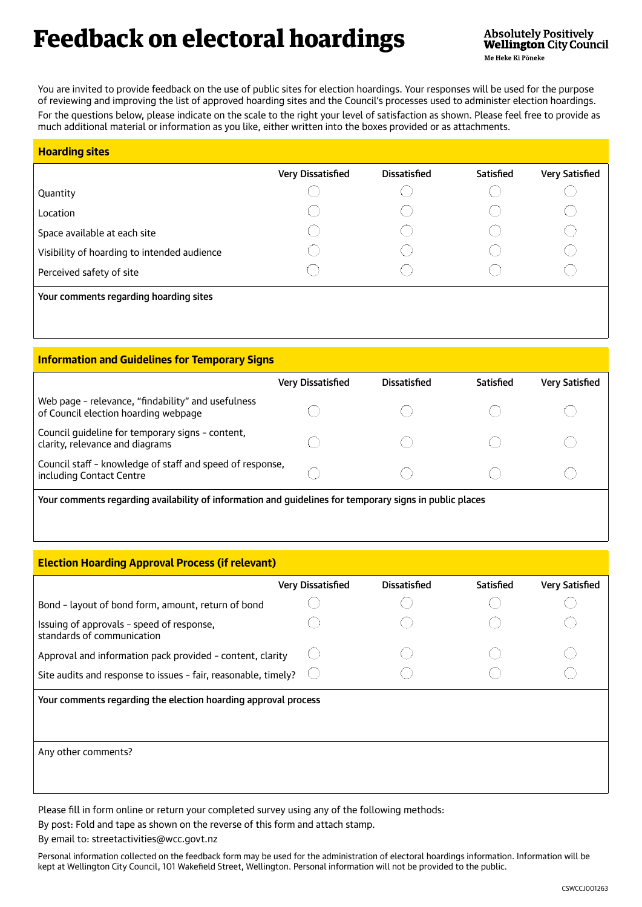# Feedback on electoral hoardings

Absolutely Positively
**Wellington** City Council
Me Heke Ki Pōneke

You are invited to provide feedback on the use of public sites for election hoardings. Your responses will be used for the purpose of reviewing and improving the list of approved hoarding sites and the Council's processes used to administer election hoardings.

For the questions below, please indicate on the scale to the right your level of satisfaction as shown. Please feel free to provide as much additional material or information as you like, either written into the boxes provided or as attachments.

## Hoarding sites

| | Very Dissatisfied | Dissatisfied | Satisfied | Very Satisfied |
|---|---|---|---|---|
| Quantity | ◯ | ◯ | ◯ | ◯ |
| Location | ◯ | ◯ | ◯ | ◯ |
| Space available at each site | ◯ | ◯ | ◯ | ◯ |
| Visibility of hoarding to intended audience | ◯ | ◯ | ◯ | ◯ |
| Perceived safety of site | ◯ | ◯ | ◯ | ◯ |

Your comments regarding hoarding sites

## Information and Guidelines for Temporary Signs

| | Very Dissatisfied | Dissatisfied | Satisfied | Very Satisfied |
|---|---|---|---|---|
| Web page - relevance, "findability" and usefulness of Council election hoarding webpage | ◯ | ◯ | ◯ | ◯ |
| Council guideline for temporary signs - content, clarity, relevance and diagrams | ◯ | ◯ | ◯ | ◯ |
| Council staff - knowledge of staff and speed of response, including Contact Centre | ◯ | ◯ | ◯ | ◯ |

Your comments regarding availability of information and guidelines for temporary signs in public places

## Election Hoarding Approval Process (if relevant)

| | Very Dissatisfied | Dissatisfied | Satisfied | Very Satisfied |
|---|---|---|---|---|
| Bond - layout of bond form, amount, return of bond | ◯ | ◯ | ◯ | ◯ |
| Issuing of approvals - speed of response, standards of communication | ◯ | ◯ | ◯ | ◯ |
| Approval and information pack provided - content, clarity | ◯ | ◯ | ◯ | ◯ |
| Site audits and response to issues - fair, reasonable, timely? | ◯ | ◯ | ◯ | ◯ |

Your comments regarding the election hoarding approval process

Any other comments?

Please fill in form online or return your completed survey using any of the following methods:

By post: Fold and tape as shown on the reverse of this form and attach stamp.

By email to: streetactivities@wcc.govt.nz

Personal information collected on the feedback form may be used for the administration of electoral hoardings information. Information will be kept at Wellington City Council, 101 Wakefield Street, Wellington. Personal information will not be provided to the public.

CSWCCJ001263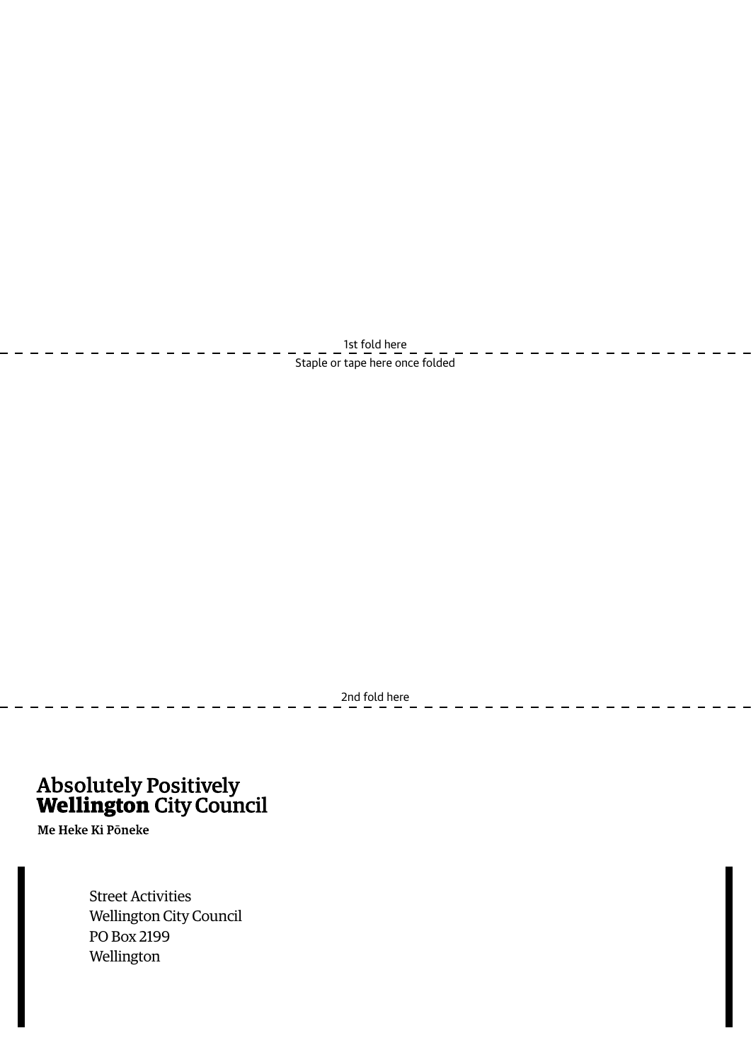1st fold here

Staple or tape here once folded

2nd fold here

Absolutely Positively
**Wellington** City Council

Me Heke Ki Pōneke

Street Activities
Wellington City Council
PO Box 2199
Wellington